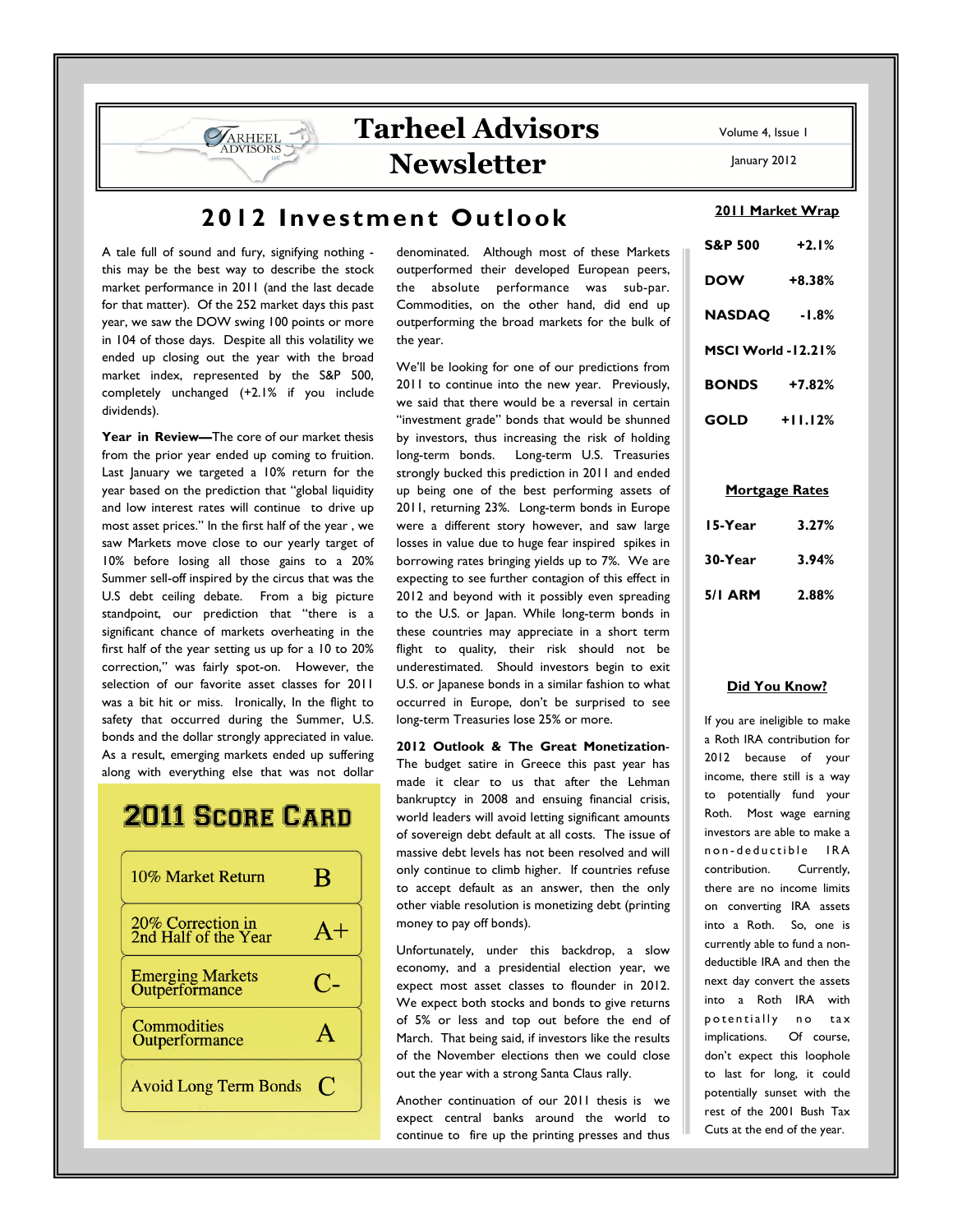# Tarheel Advisors Newsletter

Volume 4, Issue 1

January 2012

## 2012 Investment Outlook

A tale full of sound and fury, signifying nothing - this may be the best way to describe the stock market performance in 2011 (and the last decade for that matter). Of the 252 market days this past year, we saw the DOW swing 100 points or more in 104 of those days. Despite all this volatility we ended up closing out the year with the broad market index, represented by the S&P 500, completely unchanged (+2.1% if you include dividends).

**Year in Review—**The core of our market thesis from the prior year ended up coming to fruition. Last January we targeted a 10% return for the year based on the prediction that "global liquidity and low interest rates will continue to drive up most asset prices." In the first half of the year , we saw Markets move close to our yearly target of 10% before losing all those gains to a 20% Summer sell-off inspired by the circus that was the U.S debt ceiling debate. From a big picture standpoint, our prediction that "there is a significant chance of markets overheating in the first half of the year setting us up for a 10 to 20% correction," was fairly spot-on. However, the selection of our favorite asset classes for 2011 was a bit hit or miss. Ironically, In the flight to safety that occurred during the Summer, U.S. bonds and the dollar strongly appreciated in value. As a result, emerging markets ended up suffering along with everything else that was not dollar denominated. Although most of these Markets outperformed their developed European peers, the absolute performance was sub-par. Commodities, on the other hand, did end up outperforming the broad markets for the bulk of the year.

### 2011 Score Card

| | |
|---|---|
| 10% Market Return | B |
| 20% Correction in 2nd Half of the Year | A+ |
| Emerging Markets Outperformance | C- |
| Commodities Outperformance | A |
| Avoid Long Term Bonds | C |

We'll be looking for one of our predictions from 2011 to continue into the new year. Previously, we said that there would be a reversal in certain "investment grade" bonds that would be shunned by investors, thus increasing the risk of holding long-term bonds. Long-term U.S. Treasuries strongly bucked this prediction in 2011 and ended up being one of the best performing assets of 2011, returning 23%. Long-term bonds in Europe were a different story however, and saw large losses in value due to huge fear inspired spikes in borrowing rates bringing yields up to 7%. We are expecting to see further contagion of this effect in 2012 and beyond with it possibly even spreading to the U.S. or Japan. While long-term bonds in these countries may appreciate in a short term flight to quality, their risk should not be underestimated. Should investors begin to exit U.S. or Japanese bonds in a similar fashion to what occurred in Europe, don't be surprised to see long-term Treasuries lose 25% or more.

**2012 Outlook & The Great Monetization-** The budget satire in Greece this past year has made it clear to us that after the Lehman bankruptcy in 2008 and ensuing financial crisis, world leaders will avoid letting significant amounts of sovereign debt default at all costs. The issue of massive debt levels has not been resolved and will only continue to climb higher. If countries refuse to accept default as an answer, then the only other viable resolution is monetizing debt (printing money to pay off bonds).

Unfortunately, under this backdrop, a slow economy, and a presidential election year, we expect most asset classes to flounder in 2012. We expect both stocks and bonds to give returns of 5% or less and top out before the end of March. That being said, if investors like the results of the November elections then we could close out the year with a strong Santa Claus rally.

Another continuation of our 2011 thesis is we expect central banks around the world to continue to fire up the printing presses and thus

### 2011 Market Wrap

| | |
|---|---|
| S&P 500 | +2.1% |
| DOW | +8.38% |
| NASDAQ | -1.8% |
| MSCI World | -12.21% |
| BONDS | +7.82% |
| GOLD | +11.12% |

### Mortgage Rates

| | |
|---|---|
| 15-Year | 3.27% |
| 30-Year | 3.94% |
| 5/1 ARM | 2.88% |

### Did You Know?

If you are ineligible to make a Roth IRA contribution for 2012 because of your income, there still is a way to potentially fund your Roth. Most wage earning investors are able to make a non-deductible IRA contribution. Currently, there are no income limits on converting IRA assets into a Roth. So, one is currently able to fund a non-deductible IRA and then the next day convert the assets into a Roth IRA with potentially no tax implications. Of course, don't expect this loophole to last for long, it could potentially sunset with the rest of the 2001 Bush Tax Cuts at the end of the year.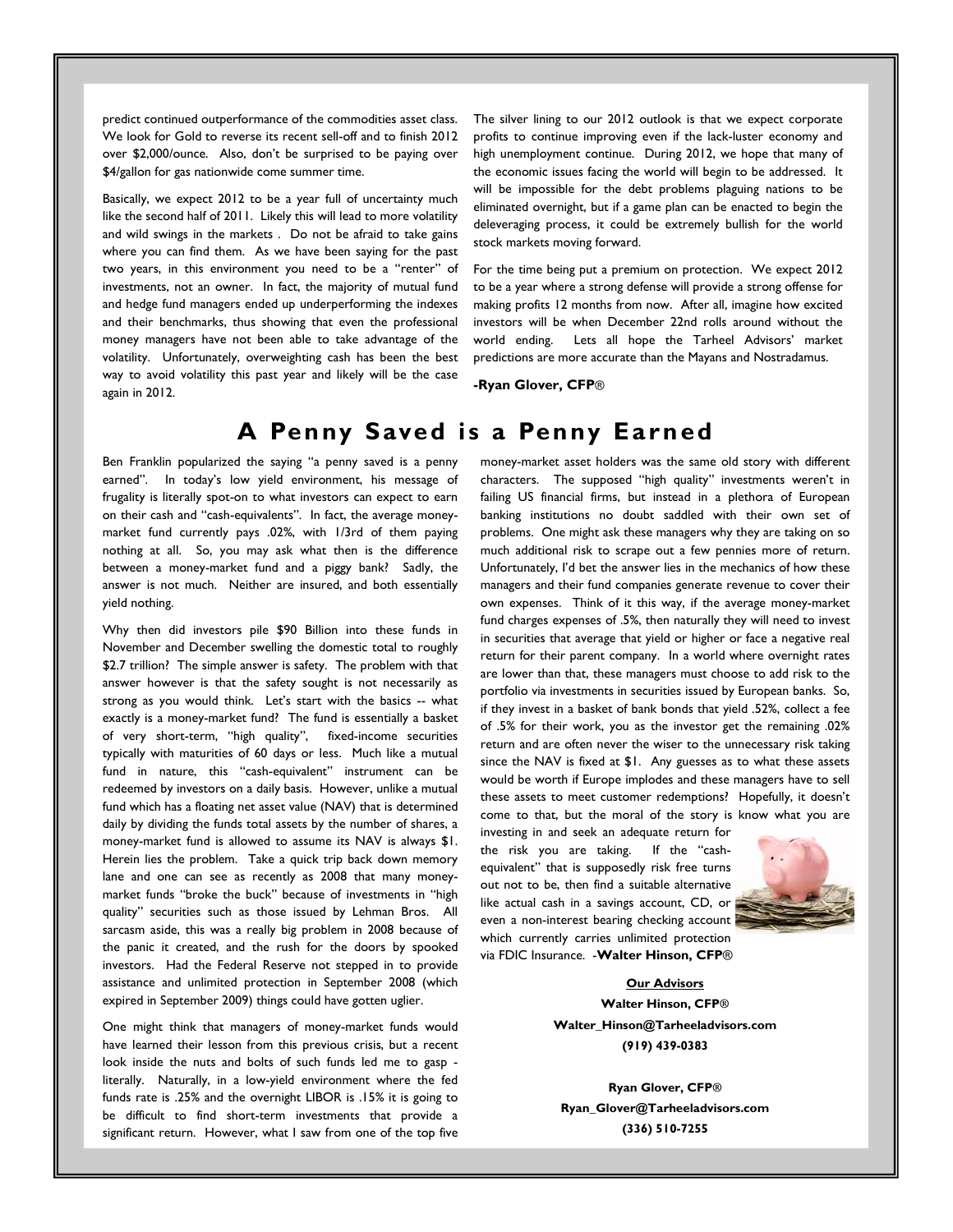predict continued outperformance of the commodities asset class. We look for Gold to reverse its recent sell-off and to finish 2012 over $2,000/ounce. Also, don't be surprised to be paying over $4/gallon for gas nationwide come summer time.

Basically, we expect 2012 to be a year full of uncertainty much like the second half of 2011. Likely this will lead to more volatility and wild swings in the markets . Do not be afraid to take gains where you can find them. As we have been saying for the past two years, in this environment you need to be a "renter" of investments, not an owner. In fact, the majority of mutual fund and hedge fund managers ended up underperforming the indexes and their benchmarks, thus showing that even the professional money managers have not been able to take advantage of the volatility. Unfortunately, overweighting cash has been the best way to avoid volatility this past year and likely will be the case again in 2012.

The silver lining to our 2012 outlook is that we expect corporate profits to continue improving even if the lack-luster economy and high unemployment continue. During 2012, we hope that many of the economic issues facing the world will begin to be addressed. It will be impossible for the debt problems plaguing nations to be eliminated overnight, but if a game plan can be enacted to begin the deleveraging process, it could be extremely bullish for the world stock markets moving forward.

For the time being put a premium on protection. We expect 2012 to be a year where a strong defense will provide a strong offense for making profits 12 months from now. After all, imagine how excited investors will be when December 22nd rolls around without the world ending. Lets all hope the Tarheel Advisors' market predictions are more accurate than the Mayans and Nostradamus.

**-Ryan Glover, CFP**®

# A Penny Saved is a Penny Earned

Ben Franklin popularized the saying "a penny saved is a penny earned". In today's low yield environment, his message of frugality is literally spot-on to what investors can expect to earn on their cash and "cash-equivalents". In fact, the average money-market fund currently pays .02%, with 1/3rd of them paying nothing at all. So, you may ask what then is the difference between a money-market fund and a piggy bank? Sadly, the answer is not much. Neither are insured, and both essentially yield nothing.

Why then did investors pile $90 Billion into these funds in November and December swelling the domestic total to roughly $2.7 trillion? The simple answer is safety. The problem with that answer however is that the safety sought is not necessarily as strong as you would think. Let's start with the basics -- what exactly is a money-market fund? The fund is essentially a basket of very short-term, "high quality", fixed-income securities typically with maturities of 60 days or less. Much like a mutual fund in nature, this "cash-equivalent" instrument can be redeemed by investors on a daily basis. However, unlike a mutual fund which has a floating net asset value (NAV) that is determined daily by dividing the funds total assets by the number of shares, a money-market fund is allowed to assume its NAV is always $1. Herein lies the problem. Take a quick trip back down memory lane and one can see as recently as 2008 that many money-market funds "broke the buck" because of investments in "high quality" securities such as those issued by Lehman Bros. All sarcasm aside, this was a really big problem in 2008 because of the panic it created, and the rush for the doors by spooked investors. Had the Federal Reserve not stepped in to provide assistance and unlimited protection in September 2008 (which expired in September 2009) things could have gotten uglier.

One might think that managers of money-market funds would have learned their lesson from this previous crisis, but a recent look inside the nuts and bolts of such funds led me to gasp - literally. Naturally, in a low-yield environment where the fed funds rate is .25% and the overnight LIBOR is .15% it is going to be difficult to find short-term investments that provide a significant return. However, what I saw from one of the top five money-market asset holders was the same old story with different characters. The supposed "high quality" investments weren't in failing US financial firms, but instead in a plethora of European banking institutions no doubt saddled with their own set of problems. One might ask these managers why they are taking on so much additional risk to scrape out a few pennies more of return. Unfortunately, I'd bet the answer lies in the mechanics of how these managers and their fund companies generate revenue to cover their own expenses. Think of it this way, if the average money-market fund charges expenses of .5%, then naturally they will need to invest in securities that average that yield or higher or face a negative real return for their parent company. In a world where overnight rates are lower than that, these managers must choose to add risk to the portfolio via investments in securities issued by European banks. So, if they invest in a basket of bank bonds that yield .52%, collect a fee of .5% for their work, you as the investor get the remaining .02% return and are often never the wiser to the unnecessary risk taking since the NAV is fixed at $1. Any guesses as to what these assets would be worth if Europe implodes and these managers have to sell these assets to meet customer redemptions? Hopefully, it doesn't come to that, but the moral of the story is know what you are investing in and seek an adequate return for the risk you are taking. If the "cash-equivalent" that is supposedly risk free turns out not to be, then find a suitable alternative like actual cash in a savings account, CD, or even a non-interest bearing checking account which currently carries unlimited protection via FDIC Insurance. -**Walter Hinson, CFP**®

**Our Advisors**

**Walter Hinson, CFP**®
**Walter_Hinson@Tarheeladvisors.com**
**(919) 439-0383**

**Ryan Glover, CFP**®
**Ryan_Glover@Tarheeladvisors.com**
**(336) 510-7255**